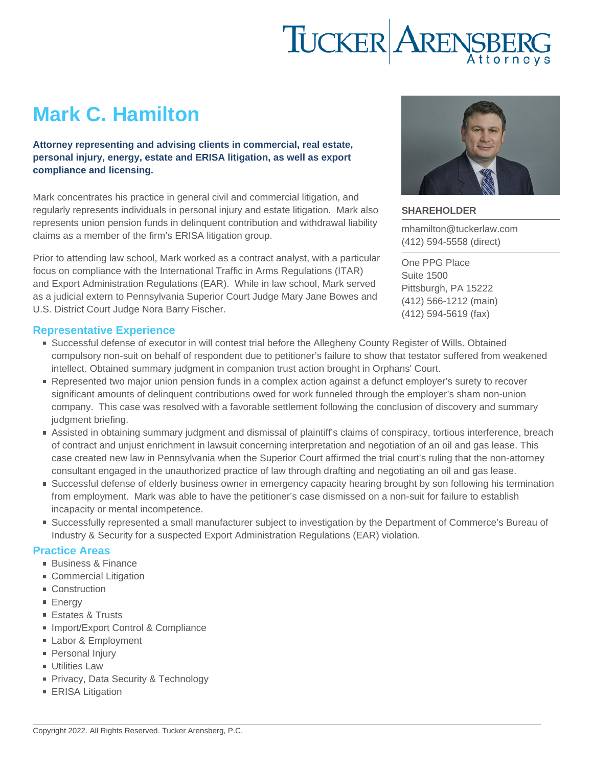TUCKER ARENSBERG Attorneys

# Mark C. Hamilton

**Attorney representing and advising clients in commercial, real estate, personal injury, energy, estate and ERISA litigation, as well as export compliance and licensing.**

Mark concentrates his practice in general civil and commercial litigation, and regularly represents individuals in personal injury and estate litigation. Mark also represents union pension funds in delinquent contribution and withdrawal liability claims as a member of the firm's ERISA litigation group.

Prior to attending law school, Mark worked as a contract analyst, with a particular focus on compliance with the International Traffic in Arms Regulations (ITAR) and Export Administration Regulations (EAR). While in law school, Mark served as a judicial extern to Pennsylvania Superior Court Judge Mary Jane Bowes and U.S. District Court Judge Nora Barry Fischer.

**SHAREHOLDER**

mhamilton@tuckerlaw.com
(412) 594-5558 (direct)

One PPG Place
Suite 1500
Pittsburgh, PA 15222
(412) 566-1212 (main)
(412) 594-5619 (fax)

## Representative Experience

- Successful defense of executor in will contest trial before the Allegheny County Register of Wills. Obtained compulsory non-suit on behalf of respondent due to petitioner's failure to show that testator suffered from weakened intellect. Obtained summary judgment in companion trust action brought in Orphans' Court.
- Represented two major union pension funds in a complex action against a defunct employer's surety to recover significant amounts of delinquent contributions owed for work funneled through the employer's sham non-union company. This case was resolved with a favorable settlement following the conclusion of discovery and summary judgment briefing.
- Assisted in obtaining summary judgment and dismissal of plaintiff's claims of conspiracy, tortious interference, breach of contract and unjust enrichment in lawsuit concerning interpretation and negotiation of an oil and gas lease. This case created new law in Pennsylvania when the Superior Court affirmed the trial court's ruling that the non-attorney consultant engaged in the unauthorized practice of law through drafting and negotiating an oil and gas lease.
- Successful defense of elderly business owner in emergency capacity hearing brought by son following his termination from employment. Mark was able to have the petitioner's case dismissed on a non-suit for failure to establish incapacity or mental incompetence.
- Successfully represented a small manufacturer subject to investigation by the Department of Commerce's Bureau of Industry & Security for a suspected Export Administration Regulations (EAR) violation.

## Practice Areas

- Business & Finance
- Commercial Litigation
- Construction
- Energy
- Estates & Trusts
- Import/Export Control & Compliance
- Labor & Employment
- Personal Injury
- Utilities Law
- Privacy, Data Security & Technology
- ERISA Litigation

Copyright 2022. All Rights Reserved. Tucker Arensberg, P.C.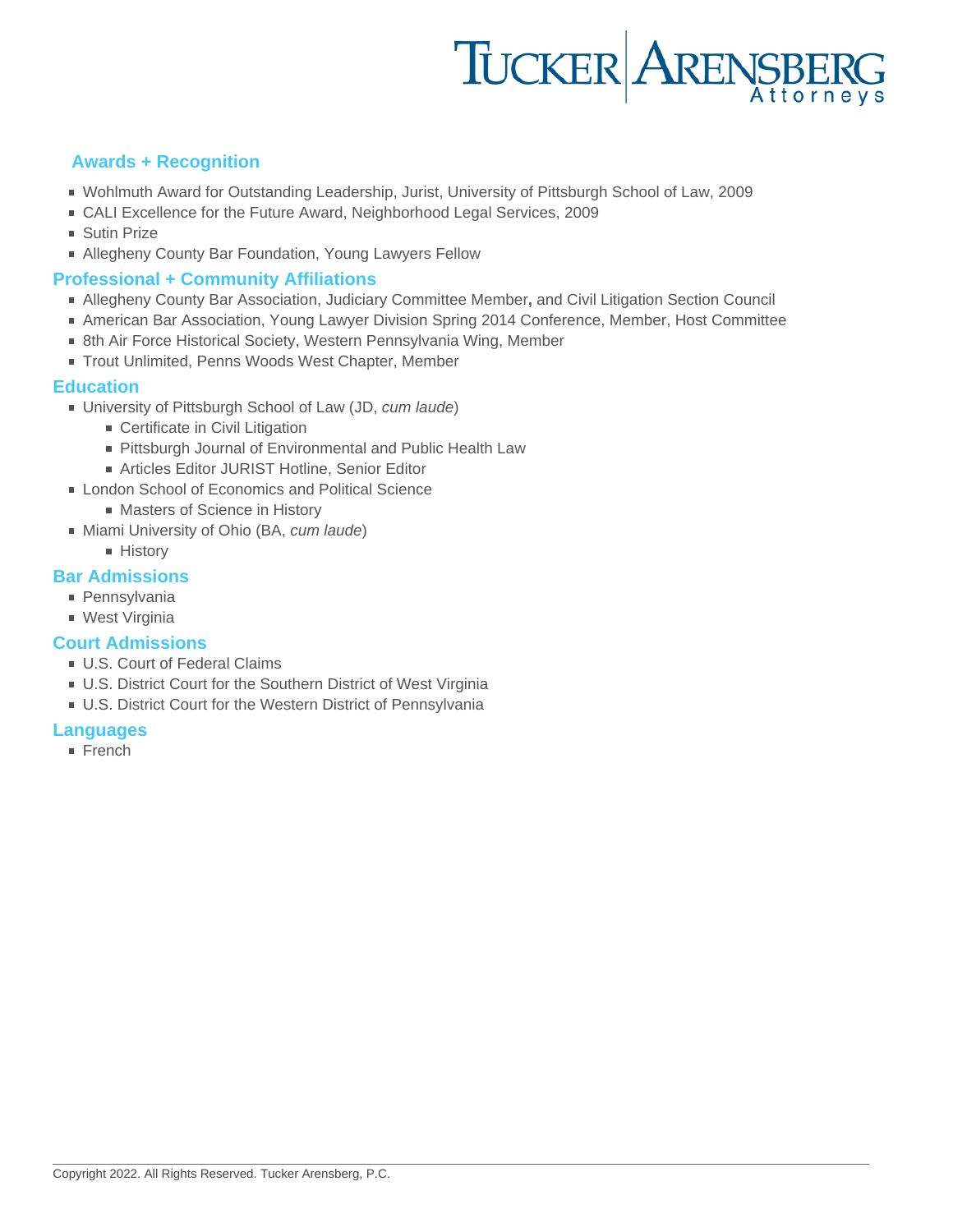## Awards + Recognition

- Wohlmuth Award for Outstanding Leadership, Jurist, University of Pittsburgh School of Law, 2009
- CALI Excellence for the Future Award, Neighborhood Legal Services, 2009
- Sutin Prize
- Allegheny County Bar Foundation, Young Lawyers Fellow

## Professional + Community Affiliations

- Allegheny County Bar Association, Judiciary Committee Member**,** and Civil Litigation Section Council
- American Bar Association, Young Lawyer Division Spring 2014 Conference, Member, Host Committee
- 8th Air Force Historical Society, Western Pennsylvania Wing, Member
- Trout Unlimited, Penns Woods West Chapter, Member

## Education

- University of Pittsburgh School of Law (JD, *cum laude*)
  - Certificate in Civil Litigation
  - Pittsburgh Journal of Environmental and Public Health Law
  - Articles Editor JURIST Hotline, Senior Editor
- London School of Economics and Political Science
  - Masters of Science in History
- Miami University of Ohio (BA, *cum laude*)
  - History

## Bar Admissions

- Pennsylvania
- West Virginia

## Court Admissions

- U.S. Court of Federal Claims
- U.S. District Court for the Southern District of West Virginia
- U.S. District Court for the Western District of Pennsylvania

## Languages

- French